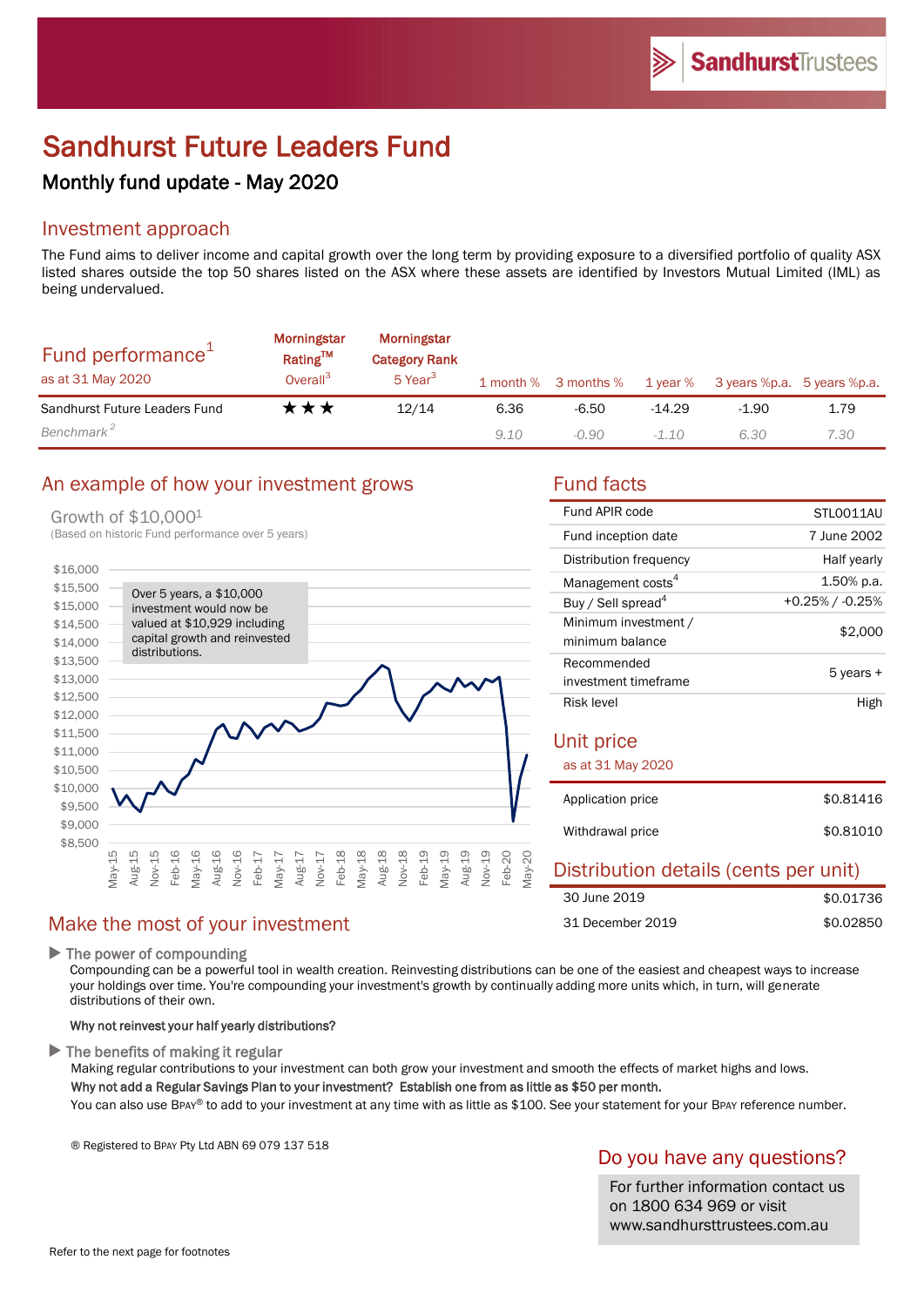# Sandhurst Future Leaders Fund

## Monthly fund update - May 2020

## Investment approach

The Fund aims to deliver income and capital growth over the long term by providing exposure to a diversified portfolio of quality ASX listed shares outside the top 50 shares listed on the ASX where these assets are identified by Investors Mutual Limited (IML) as being undervalued.

| Fund performance[1] as at 31 May 2020 | Morningstar Rating™ Overall[3] | Morningstar Category Rank 5 Year[3] | 1 month % | 3 months % | 1 year % | 3 years %p.a. | 5 years %p.a. |
|---|---|---|---|---|---|---|---|
| Sandhurst Future Leaders Fund | ★★★ | 12/14 | 6.36 | -6.50 | -14.29 | -1.90 | 1.79 |
| *Benchmark[2]* | | | *9.10* | *-0.90* | *-1.10* | *6.30* | *7.30* |

## An example of how your investment grows

Growth of $10,000[1]

(Based on historic Fund performance over 5 years)

Over 5 years, a $10,000 investment would now be valued at $10,929 including capital growth and reinvested distributions.

## Fund facts

| | |
|---|---|
| Fund APIR code | STL0011AU |
| Fund inception date | 7 June 2002 |
| Distribution frequency | Half yearly |
| Management costs[4] | 1.50% p.a. |
| Buy / Sell spread[4] | +0.25% / -0.25% |
| Minimum investment / minimum balance | $2,000 |
| Recommended investment timeframe | 5 years + |
| Risk level | High |

## Unit price

as at 31 May 2020

| | |
|---|---|
| Application price | $0.81416 |
| Withdrawal price | $0.81010 |

## Distribution details (cents per unit)

| | |
|---|---|
| 30 June 2019 | $0.01736 |
| 31 December 2019 | $0.02850 |

## Make the most of your investment

▶ The power of compounding

Compounding can be a powerful tool in wealth creation. Reinvesting distributions can be one of the easiest and cheapest ways to increase your holdings over time. You're compounding your investment's growth by continually adding more units which, in turn, will generate distributions of their own.

**Why not reinvest your half yearly distributions?**

▶ The benefits of making it regular

Making regular contributions to your investment can both grow your investment and smooth the effects of market highs and lows.

**Why not add a Regular Savings Plan to your investment? Establish one from as little as $50 per month.**

You can also use BPAY® to add to your investment at any time with as little as $100. See your statement for your BPAY reference number.

® Registered to BPAY Pty Ltd ABN 69 079 137 518

## Do you have any questions?

For further information contact us on 1800 634 969 or visit www.sandhursttrustees.com.au

Refer to the next page for footnotes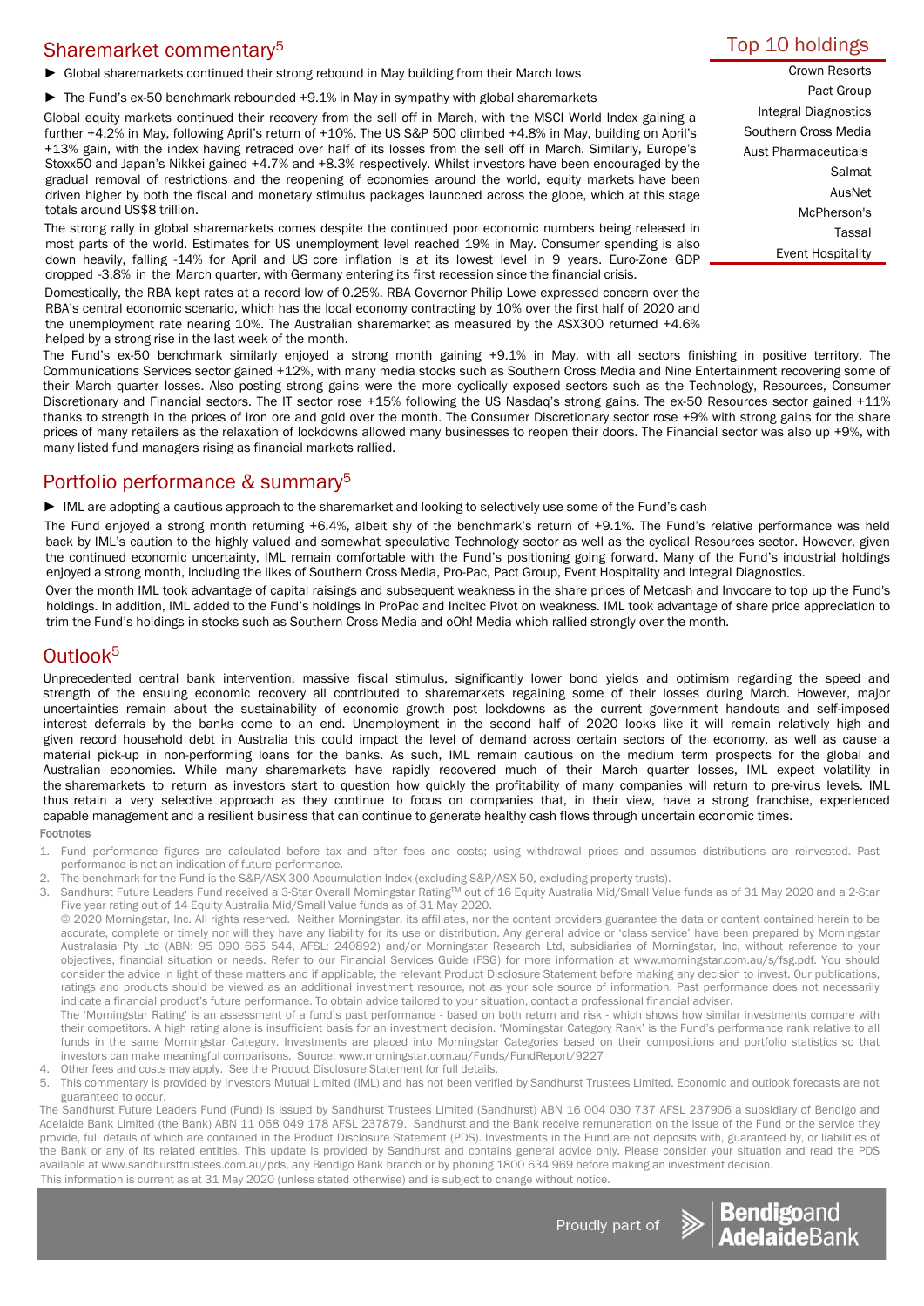## Sharemarket commentary[5]

► Global sharemarkets continued their strong rebound in May building from their March lows

► The Fund's ex-50 benchmark rebounded +9.1% in May in sympathy with global sharemarkets

Global equity markets continued their recovery from the sell off in March, with the MSCI World Index gaining a further +4.2% in May, following April's return of +10%. The US S&P 500 climbed +4.8% in May, building on April's +13% gain, with the index having retraced over half of its losses from the sell off in March. Similarly, Europe's Stoxx50 and Japan's Nikkei gained +4.7% and +8.3% respectively. Whilst investors have been encouraged by the gradual removal of restrictions and the reopening of economies around the world, equity markets have been driven higher by both the fiscal and monetary stimulus packages launched across the globe, which at this stage totals around US$8 trillion.

The strong rally in global sharemarkets comes despite the continued poor economic numbers being released in most parts of the world. Estimates for US unemployment level reached 19% in May. Consumer spending is also down heavily, falling -14% for April and US core inflation is at its lowest level in 9 years. Euro-Zone GDP dropped -3.8% in the March quarter, with Germany entering its first recession since the financial crisis.

Domestically, the RBA kept rates at a record low of 0.25%. RBA Governor Philip Lowe expressed concern over the RBA's central economic scenario, which has the local economy contracting by 10% over the first half of 2020 and the unemployment rate nearing 10%. The Australian sharemarket as measured by the ASX300 returned +4.6% helped by a strong rise in the last week of the month.

The Fund's ex-50 benchmark similarly enjoyed a strong month gaining +9.1% in May, with all sectors finishing in positive territory. The Communications Services sector gained +12%, with many media stocks such as Southern Cross Media and Nine Entertainment recovering some of their March quarter losses. Also posting strong gains were the more cyclically exposed sectors such as the Technology, Resources, Consumer Discretionary and Financial sectors. The IT sector rose +15% following the US Nasdaq's strong gains. The ex-50 Resources sector gained +11% thanks to strength in the prices of iron ore and gold over the month. The Consumer Discretionary sector rose +9% with strong gains for the share prices of many retailers as the relaxation of lockdowns allowed many businesses to reopen their doors. The Financial sector was also up +9%, with many listed fund managers rising as financial markets rallied.

## Top 10 holdings

Crown Resorts
Pact Group
Integral Diagnostics
Southern Cross Media
Aust Pharmaceuticals
Salmat
AusNet
McPherson's
Tassal
Event Hospitality

## Portfolio performance & summary[5]

► IML are adopting a cautious approach to the sharemarket and looking to selectively use some of the Fund's cash

The Fund enjoyed a strong month returning +6.4%, albeit shy of the benchmark's return of +9.1%. The Fund's relative performance was held back by IML's caution to the highly valued and somewhat speculative Technology sector as well as the cyclical Resources sector. However, given the continued economic uncertainty, IML remain comfortable with the Fund's positioning going forward. Many of the Fund's industrial holdings enjoyed a strong month, including the likes of Southern Cross Media, Pro-Pac, Pact Group, Event Hospitality and Integral Diagnostics.

Over the month IML took advantage of capital raisings and subsequent weakness in the share prices of Metcash and Invocare to top up the Fund's holdings. In addition, IML added to the Fund's holdings in ProPac and Incitec Pivot on weakness. IML took advantage of share price appreciation to trim the Fund's holdings in stocks such as Southern Cross Media and oOh! Media which rallied strongly over the month.

## Outlook[5]

Unprecedented central bank intervention, massive fiscal stimulus, significantly lower bond yields and optimism regarding the speed and strength of the ensuing economic recovery all contributed to sharemarkets regaining some of their losses during March. However, major uncertainties remain about the sustainability of economic growth post lockdowns as the current government handouts and self-imposed interest deferrals by the banks come to an end. Unemployment in the second half of 2020 looks like it will remain relatively high and given record household debt in Australia this could impact the level of demand across certain sectors of the economy, as well as cause a material pick-up in non-performing loans for the banks. As such, IML remain cautious on the medium term prospects for the global and Australian economies. While many sharemarkets have rapidly recovered much of their March quarter losses, IML expect volatility in the sharemarkets to return as investors start to question how quickly the profitability of many companies will return to pre-virus levels. IML thus retain a very selective approach as they continue to focus on companies that, in their view, have a strong franchise, experienced capable management and a resilient business that can continue to generate healthy cash flows through uncertain economic times.

Footnotes

1. Fund performance figures are calculated before tax and after fees and costs; using withdrawal prices and assumes distributions are reinvested. Past performance is not an indication of future performance.
2. The benchmark for the Fund is the S&P/ASX 300 Accumulation Index (excluding S&P/ASX 50, excluding property trusts).
3. Sandhurst Future Leaders Fund received a 3-Star Overall Morningstar Rating™ out of 16 Equity Australia Mid/Small Value funds as of 31 May 2020 and a 2-Star Five year rating out of 14 Equity Australia Mid/Small Value funds as of 31 May 2020.
   © 2020 Morningstar, Inc. All rights reserved. Neither Morningstar, its affiliates, nor the content providers guarantee the data or content contained herein to be accurate, complete or timely nor will they have any liability for its use or distribution. Any general advice or 'class service' have been prepared by Morningstar Australasia Pty Ltd (ABN: 95 090 665 544, AFSL: 240892) and/or Morningstar Research Ltd, subsidiaries of Morningstar, Inc, without reference to your objectives, financial situation or needs. Refer to our Financial Services Guide (FSG) for more information at www.morningstar.com.au/s/fsg.pdf. You should consider the advice in light of these matters and if applicable, the relevant Product Disclosure Statement before making any decision to invest. Our publications, ratings and products should be viewed as an additional investment resource, not as your sole source of information. Past performance does not necessarily indicate a financial product's future performance. To obtain advice tailored to your situation, contact a professional financial adviser.
   The 'Morningstar Rating' is an assessment of a fund's past performance - based on both return and risk - which shows how similar investments compare with their competitors. A high rating alone is insufficient basis for an investment decision. 'Morningstar Category Rank' is the Fund's performance rank relative to all funds in the same Morningstar Category. Investments are placed into Morningstar Categories based on their compositions and portfolio statistics so that investors can make meaningful comparisons. Source: www.morningstar.com.au/Funds/FundReport/9227
4. Other fees and costs may apply. See the Product Disclosure Statement for full details.
5. This commentary is provided by Investors Mutual Limited (IML) and has not been verified by Sandhurst Trustees Limited. Economic and outlook forecasts are not guaranteed to occur.

The Sandhurst Future Leaders Fund (Fund) is issued by Sandhurst Trustees Limited (Sandhurst) ABN 16 004 030 737 AFSL 237906 a subsidiary of Bendigo and Adelaide Bank Limited (the Bank) ABN 11 068 049 178 AFSL 237879. Sandhurst and the Bank receive remuneration on the issue of the Fund or the service they provide, full details of which are contained in the Product Disclosure Statement (PDS). Investments in the Fund are not deposits with, guaranteed by, or liabilities of the Bank or any of its related entities. This update is provided by Sandhurst and contains general advice only. Please consider your situation and read the PDS available at www.sandhursttrustees.com.au/pds, any Bendigo Bank branch or by phoning 1800 634 969 before making an investment decision.

This information is current as at 31 May 2020 (unless stated otherwise) and is subject to change without notice.

Proudly part of Bendigo and Adelaide Bank